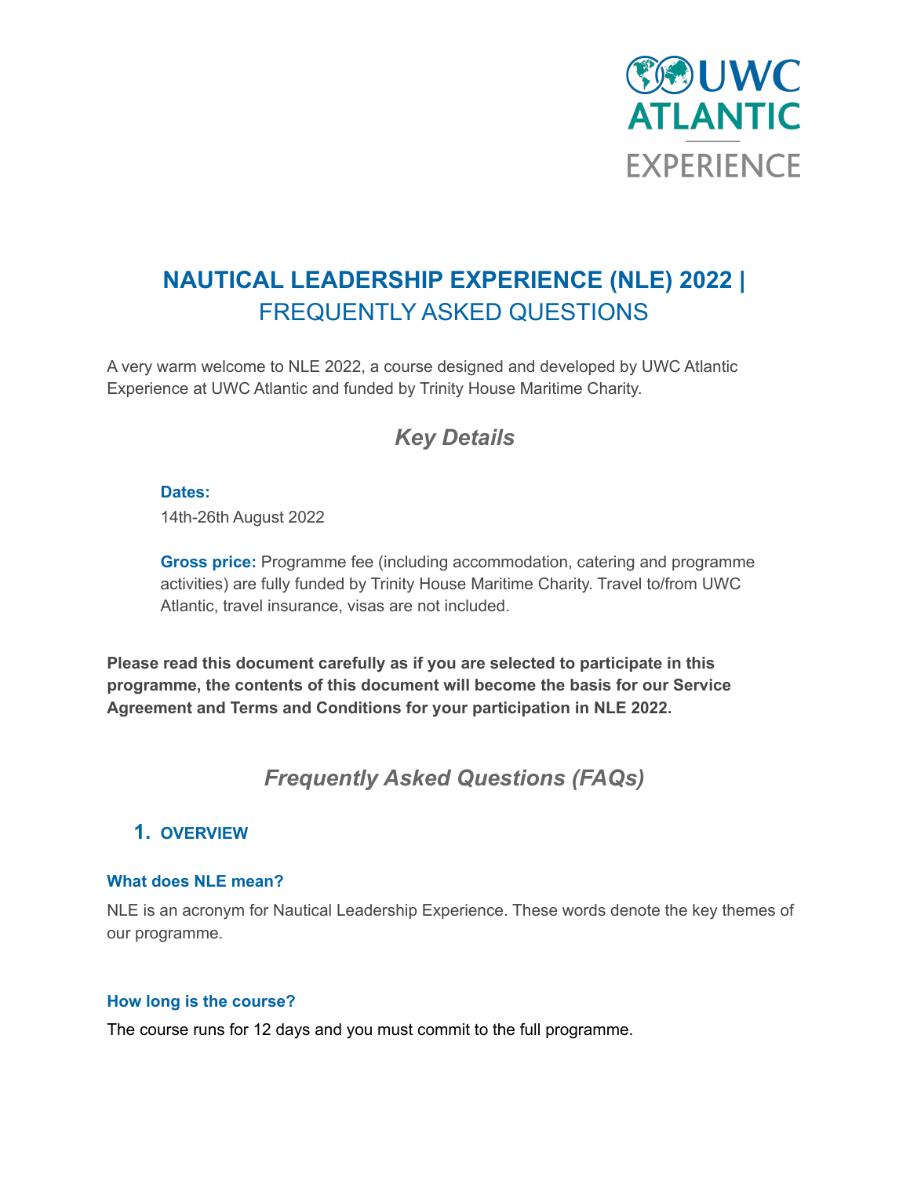# NAUTICAL LEADERSHIP EXPERIENCE (NLE) 2022 | FREQUENTLY ASKED QUESTIONS

A very warm welcome to NLE 2022, a course designed and developed by UWC Atlantic Experience at UWC Atlantic and funded by Trinity House Maritime Charity.

## *Key Details*

**Dates:**

14th-26th August 2022

**Gross price:** Programme fee (including accommodation, catering and programme activities) are fully funded by Trinity House Maritime Charity. Travel to/from UWC Atlantic, travel insurance, visas are not included.

**Please read this document carefully as if you are selected to participate in this programme, the contents of this document will become the basis for our Service Agreement and Terms and Conditions for your participation in NLE 2022.**

## *Frequently Asked Questions (FAQs)*

### 1. OVERVIEW

#### What does NLE mean?

NLE is an acronym for Nautical Leadership Experience. These words denote the key themes of our programme.

#### How long is the course?

The course runs for 12 days and you must commit to the full programme.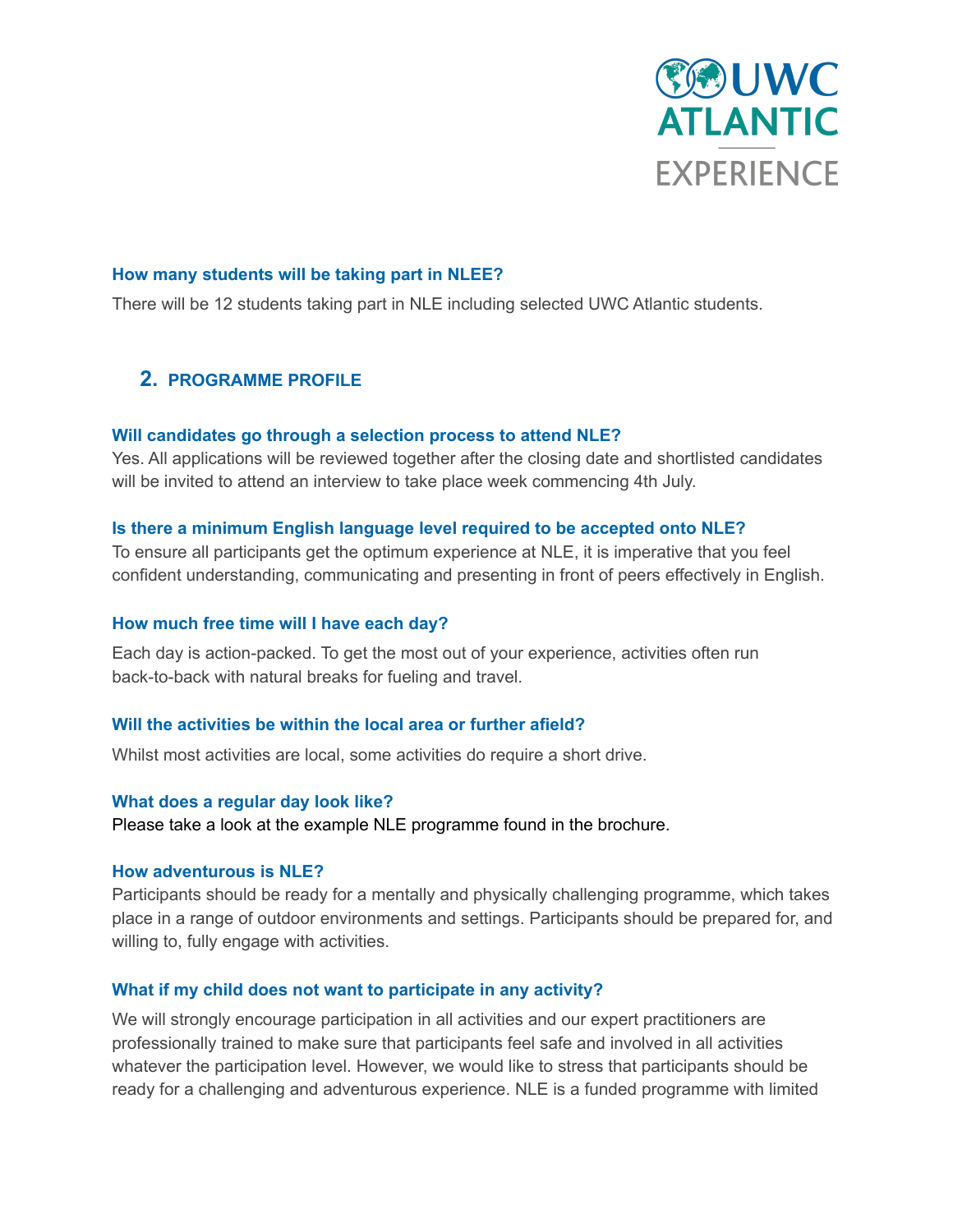### How many students will be taking part in NLEE?

There will be 12 students taking part in NLE including selected UWC Atlantic students.

## 2. PROGRAMME PROFILE

### Will candidates go through a selection process to attend NLE?

Yes. All applications will be reviewed together after the closing date and shortlisted candidates will be invited to attend an interview to take place week commencing 4th July.

### Is there a minimum English language level required to be accepted onto NLE?

To ensure all participants get the optimum experience at NLE, it is imperative that you feel confident understanding, communicating and presenting in front of peers effectively in English.

### How much free time will I have each day?

Each day is action-packed. To get the most out of your experience, activities often run back-to-back with natural breaks for fueling and travel.

### Will the activities be within the local area or further afield?

Whilst most activities are local, some activities do require a short drive.

### What does a regular day look like?

Please take a look at the example NLE programme found in the brochure.

### How adventurous is NLE?

Participants should be ready for a mentally and physically challenging programme, which takes place in a range of outdoor environments and settings. Participants should be prepared for, and willing to, fully engage with activities.

### What if my child does not want to participate in any activity?

We will strongly encourage participation in all activities and our expert practitioners are professionally trained to make sure that participants feel safe and involved in all activities whatever the participation level. However, we would like to stress that participants should be ready for a challenging and adventurous experience. NLE is a funded programme with limited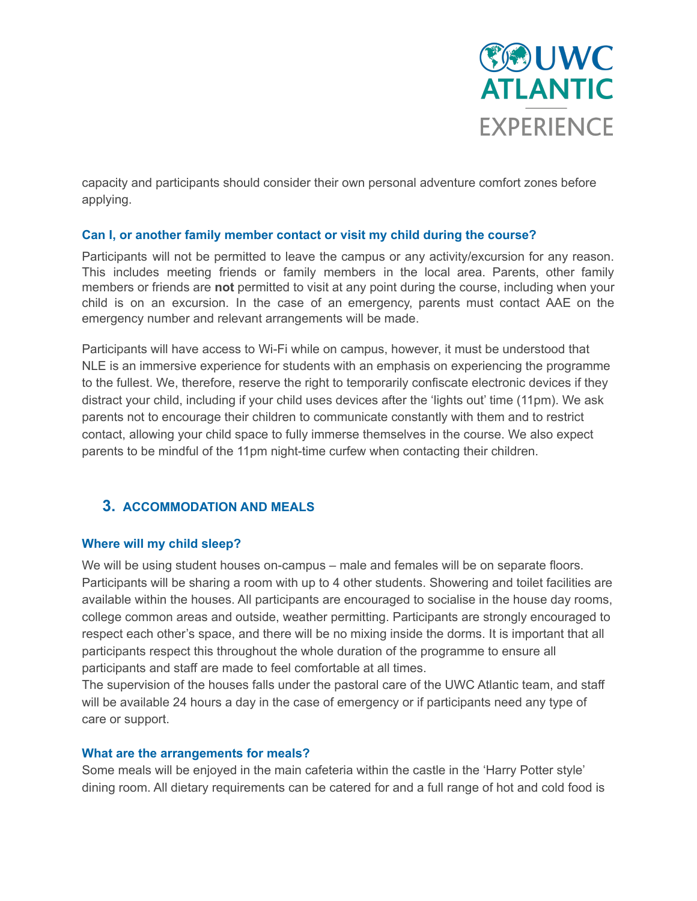capacity and participants should consider their own personal adventure comfort zones before applying.

### Can I, or another family member contact or visit my child during the course?

Participants will not be permitted to leave the campus or any activity/excursion for any reason. This includes meeting friends or family members in the local area. Parents, other family members or friends are **not** permitted to visit at any point during the course, including when your child is on an excursion. In the case of an emergency, parents must contact AAE on the emergency number and relevant arrangements will be made.

Participants will have access to Wi-Fi while on campus, however, it must be understood that NLE is an immersive experience for students with an emphasis on experiencing the programme to the fullest. We, therefore, reserve the right to temporarily confiscate electronic devices if they distract your child, including if your child uses devices after the 'lights out' time (11pm). We ask parents not to encourage their children to communicate constantly with them and to restrict contact, allowing your child space to fully immerse themselves in the course. We also expect parents to be mindful of the 11pm night-time curfew when contacting their children.

## 3. ACCOMMODATION AND MEALS

### Where will my child sleep?

We will be using student houses on-campus – male and females will be on separate floors. Participants will be sharing a room with up to 4 other students. Showering and toilet facilities are available within the houses. All participants are encouraged to socialise in the house day rooms, college common areas and outside, weather permitting. Participants are strongly encouraged to respect each other's space, and there will be no mixing inside the dorms. It is important that all participants respect this throughout the whole duration of the programme to ensure all participants and staff are made to feel comfortable at all times.
The supervision of the houses falls under the pastoral care of the UWC Atlantic team, and staff will be available 24 hours a day in the case of emergency or if participants need any type of care or support.

### What are the arrangements for meals?

Some meals will be enjoyed in the main cafeteria within the castle in the 'Harry Potter style' dining room. All dietary requirements can be catered for and a full range of hot and cold food is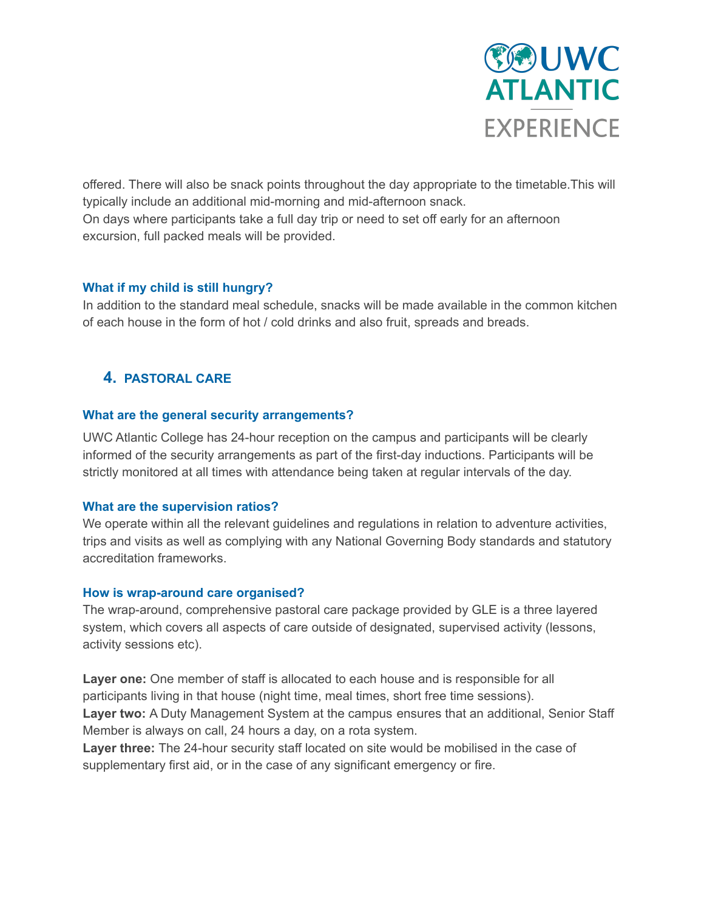offered. There will also be snack points throughout the day appropriate to the timetable.This will typically include an additional mid-morning and mid-afternoon snack.
On days where participants take a full day trip or need to set off early for an afternoon excursion, full packed meals will be provided.

### What if my child is still hungry?

In addition to the standard meal schedule, snacks will be made available in the common kitchen of each house in the form of hot / cold drinks and also fruit, spreads and breads.

## 4. PASTORAL CARE

### What are the general security arrangements?

UWC Atlantic College has 24-hour reception on the campus and participants will be clearly informed of the security arrangements as part of the first-day inductions. Participants will be strictly monitored at all times with attendance being taken at regular intervals of the day.

### What are the supervision ratios?

We operate within all the relevant guidelines and regulations in relation to adventure activities, trips and visits as well as complying with any National Governing Body standards and statutory accreditation frameworks.

### How is wrap-around care organised?

The wrap-around, comprehensive pastoral care package provided by GLE is a three layered system, which covers all aspects of care outside of designated, supervised activity (lessons, activity sessions etc).

**Layer one:** One member of staff is allocated to each house and is responsible for all participants living in that house (night time, meal times, short free time sessions).
**Layer two:** A Duty Management System at the campus ensures that an additional, Senior Staff Member is always on call, 24 hours a day, on a rota system.
**Layer three:** The 24-hour security staff located on site would be mobilised in the case of supplementary first aid, or in the case of any significant emergency or fire.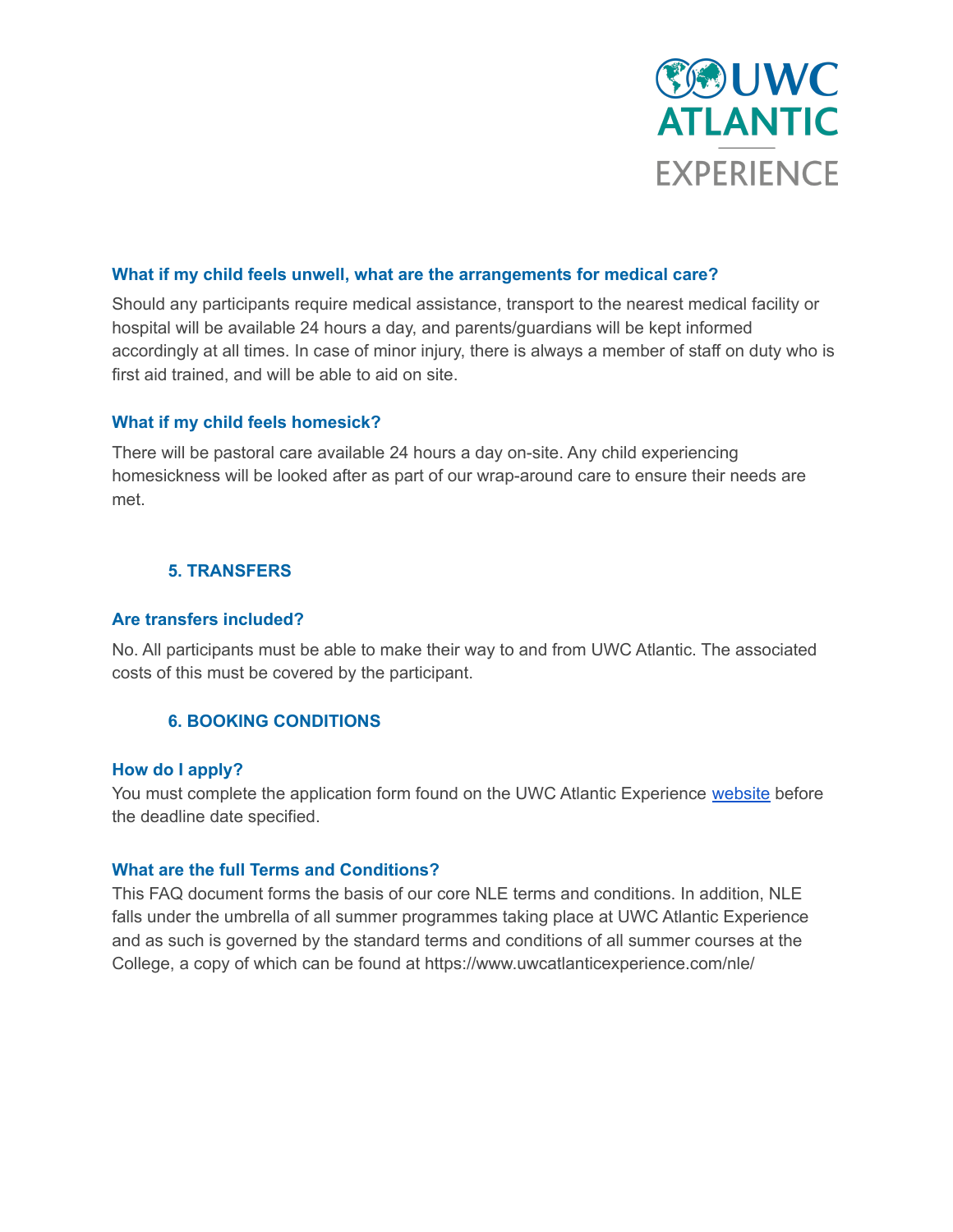### What if my child feels unwell, what are the arrangements for medical care?

Should any participants require medical assistance, transport to the nearest medical facility or hospital will be available 24 hours a day, and parents/guardians will be kept informed accordingly at all times. In case of minor injury, there is always a member of staff on duty who is first aid trained, and will be able to aid on site.

### What if my child feels homesick?

There will be pastoral care available 24 hours a day on-site. Any child experiencing homesickness will be looked after as part of our wrap-around care to ensure their needs are met.

## 5. TRANSFERS

### Are transfers included?

No. All participants must be able to make their way to and from UWC Atlantic. The associated costs of this must be covered by the participant.

## 6. BOOKING CONDITIONS

### How do I apply?

You must complete the application form found on the UWC Atlantic Experience website before the deadline date specified.

### What are the full Terms and Conditions?

This FAQ document forms the basis of our core NLE terms and conditions. In addition, NLE falls under the umbrella of all summer programmes taking place at UWC Atlantic Experience and as such is governed by the standard terms and conditions of all summer courses at the College, a copy of which can be found at https://www.uwcatlanticexperience.com/nle/